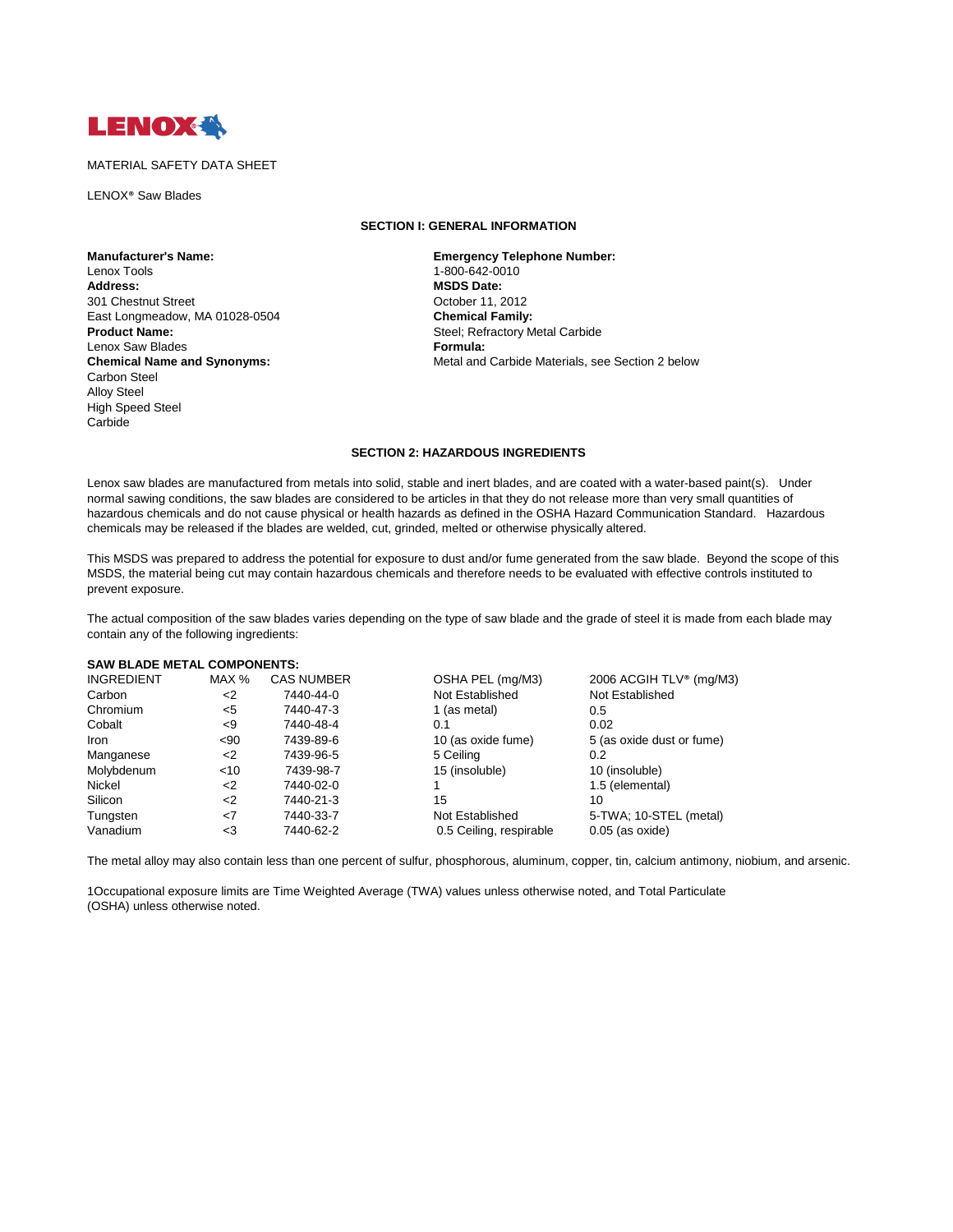LENOX

MATERIAL SAFETY DATA SHEET

LENOX® Saw Blades

## SECTION I: GENERAL INFORMATION

**Manufacturer's Name:**
Lenox Tools
**Address:**
301 Chestnut Street
East Longmeadow, MA 01028-0504
**Product Name:**
Lenox Saw Blades
**Chemical Name and Synonyms:**
Carbon Steel
Alloy Steel
High Speed Steel
Carbide

**Emergency Telephone Number:**
1-800-642-0010
**MSDS Date:**
October 11, 2012
**Chemical Family:**
Steel; Refractory Metal Carbide
**Formula:**
Metal and Carbide Materials, see Section 2 below

## SECTION 2: HAZARDOUS INGREDIENTS

Lenox saw blades are manufactured from metals into solid, stable and inert blades, and are coated with a water-based paint(s). Under normal sawing conditions, the saw blades are considered to be articles in that they do not release more than very small quantities of hazardous chemicals and do not cause physical or health hazards as defined in the OSHA Hazard Communication Standard. Hazardous chemicals may be released if the blades are welded, cut, grinded, melted or otherwise physically altered.

This MSDS was prepared to address the potential for exposure to dust and/or fume generated from the saw blade. Beyond the scope of this MSDS, the material being cut may contain hazardous chemicals and therefore needs to be evaluated with effective controls instituted to prevent exposure.

The actual composition of the saw blades varies depending on the type of saw blade and the grade of steel it is made from each blade may contain any of the following ingredients:

**SAW BLADE METAL COMPONENTS:**

| INGREDIENT | MAX % | CAS NUMBER | OSHA PEL (mg/M3) | 2006 ACGIH TLV® (mg/M3) |
|---|---|---|---|---|
| Carbon | <2 | 7440-44-0 | Not Established | Not Established |
| Chromium | <5 | 7440-47-3 | 1 (as metal) | 0.5 |
| Cobalt | <9 | 7440-48-4 | 0.1 | 0.02 |
| Iron | <90 | 7439-89-6 | 10 (as oxide fume) | 5 (as oxide dust or fume) |
| Manganese | <2 | 7439-96-5 | 5 Ceiling | 0.2 |
| Molybdenum | <10 | 7439-98-7 | 15 (insoluble) | 10 (insoluble) |
| Nickel | <2 | 7440-02-0 | 1 | 1.5 (elemental) |
| Silicon | <2 | 7440-21-3 | 15 | 10 |
| Tungsten | <7 | 7440-33-7 | Not Established | 5-TWA; 10-STEL (metal) |
| Vanadium | <3 | 7440-62-2 | 0.5 Ceiling, respirable | 0.05 (as oxide) |

The metal alloy may also contain less than one percent of sulfur, phosphorous, aluminum, copper, tin, calcium antimony, niobium, and arsenic.

1Occupational exposure limits are Time Weighted Average (TWA) values unless otherwise noted, and Total Particulate (OSHA) unless otherwise noted.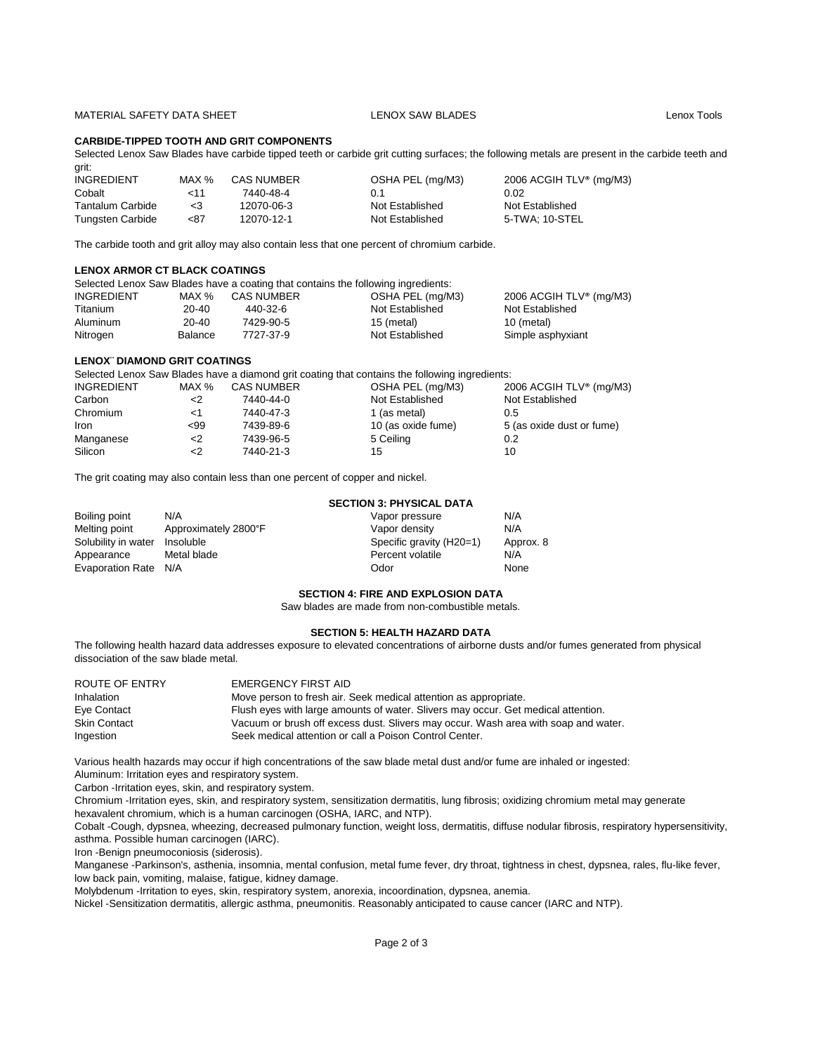## CARBIDE-TIPPED TOOTH AND GRIT COMPONENTS

Selected Lenox Saw Blades have carbide tipped teeth or carbide grit cutting surfaces; the following metals are present in the carbide teeth and grit:

| INGREDIENT | MAX % | CAS NUMBER | OSHA PEL (mg/M3) | 2006 ACGIH TLV® (mg/M3) |
|---|---|---|---|---|
| Cobalt | <11 | 7440-48-4 | 0.1 | 0.02 |
| Tantalum Carbide | <3 | 12070-06-3 | Not Established | Not Established |
| Tungsten Carbide | <87 | 12070-12-1 | Not Established | 5-TWA; 10-STEL |

The carbide tooth and grit alloy may also contain less that one percent of chromium carbide.

## LENOX ARMOR CT BLACK COATINGS

Selected Lenox Saw Blades have a coating that contains the following ingredients:

| INGREDIENT | MAX % | CAS NUMBER | OSHA PEL (mg/M3) | 2006 ACGIH TLV® (mg/M3) |
|---|---|---|---|---|
| Titanium | 20-40 | 440-32-6 | Not Established | Not Established |
| Aluminum | 20-40 | 7429-90-5 | 15 (metal) | 10 (metal) |
| Nitrogen | Balance | 7727-37-9 | Not Established | Simple asphyxiant |

## LENOX¨ DIAMOND GRIT COATINGS

Selected Lenox Saw Blades have a diamond grit coating that contains the following ingredients:

| INGREDIENT | MAX % | CAS NUMBER | OSHA PEL (mg/M3) | 2006 ACGIH TLV® (mg/M3) |
|---|---|---|---|---|
| Carbon | <2 | 7440-44-0 | Not Established | Not Established |
| Chromium | <1 | 7440-47-3 | 1 (as metal) | 0.5 |
| Iron | <99 | 7439-89-6 | 10 (as oxide fume) | 5 (as oxide dust or fume) |
| Manganese | <2 | 7439-96-5 | 5 Ceiling | 0.2 |
| Silicon | <2 | 7440-21-3 | 15 | 10 |

The grit coating may also contain less than one percent of copper and nickel.

## SECTION 3: PHYSICAL DATA

| | | | |
|---|---|---|---|
| Boiling point | N/A | Vapor pressure | N/A |
| Melting point | Approximately 2800°F | Vapor density | N/A |
| Solubility in water | Insoluble | Specific gravity (H20=1) | Approx. 8 |
| Appearance | Metal blade | Percent volatile | N/A |
| Evaporation Rate | N/A | Odor | None |

## SECTION 4: FIRE AND EXPLOSION DATA

Saw blades are made from non-combustible metals.

## SECTION 5: HEALTH HAZARD DATA

The following health hazard data addresses exposure to elevated concentrations of airborne dusts and/or fumes generated from physical dissociation of the saw blade metal.

| ROUTE OF ENTRY | EMERGENCY FIRST AID |
|---|---|
| Inhalation | Move person to fresh air. Seek medical attention as appropriate. |
| Eye Contact | Flush eyes with large amounts of water. Slivers may occur. Get medical attention. |
| Skin Contact | Vacuum or brush off excess dust. Slivers may occur. Wash area with soap and water. |
| Ingestion | Seek medical attention or call a Poison Control Center. |

Various health hazards may occur if high concentrations of the saw blade metal dust and/or fume are inhaled or ingested:

Aluminum: Irritation eyes and respiratory system.

Carbon -Irritation eyes, skin, and respiratory system.

Chromium -Irritation eyes, skin, and respiratory system, sensitization dermatitis, lung fibrosis; oxidizing chromium metal may generate hexavalent chromium, which is a human carcinogen (OSHA, IARC, and NTP).

Cobalt -Cough, dypsnea, wheezing, decreased pulmonary function, weight loss, dermatitis, diffuse nodular fibrosis, respiratory hypersensitivity, asthma. Possible human carcinogen (IARC).

Iron -Benign pneumoconiosis (siderosis).

Manganese -Parkinson's, asthenia, insomnia, mental confusion, metal fume fever, dry throat, tightness in chest, dypsnea, rales, flu-like fever, low back pain, vomiting, malaise, fatigue, kidney damage.

Molybdenum -Irritation to eyes, skin, respiratory system, anorexia, incoordination, dypsnea, anemia.

Nickel -Sensitization dermatitis, allergic asthma, pneumonitis. Reasonably anticipated to cause cancer (IARC and NTP).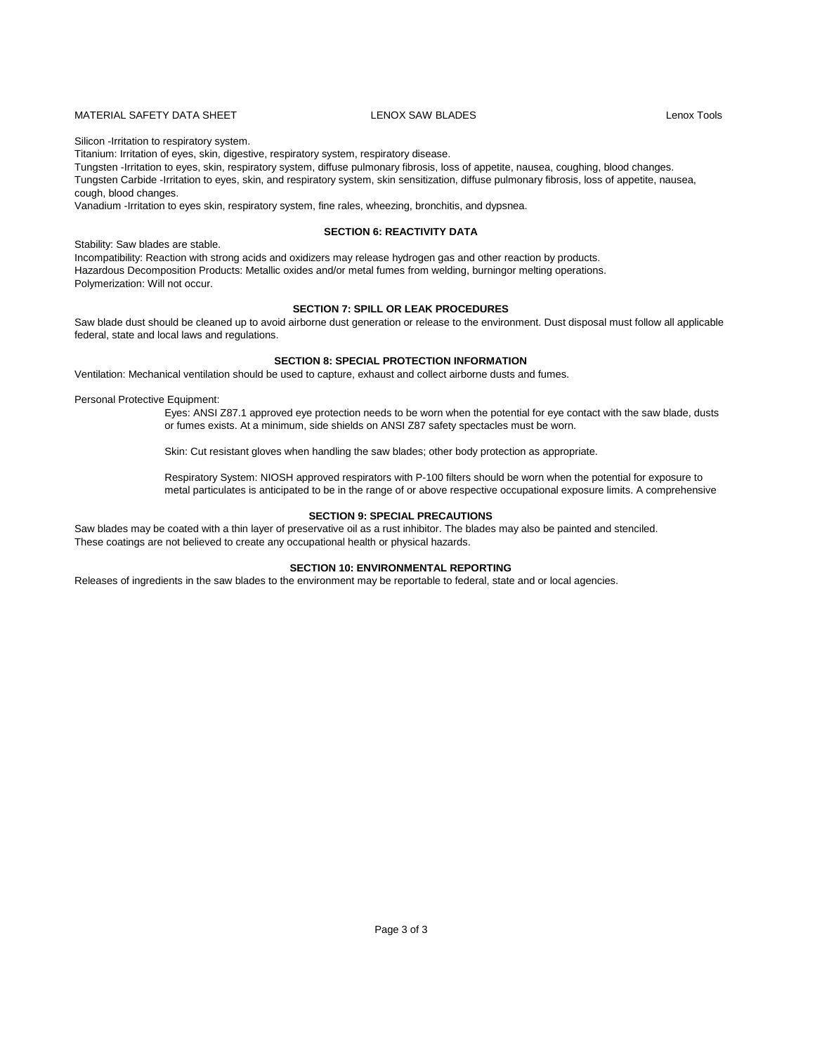Silicon -Irritation to respiratory system.
Titanium: Irritation of eyes, skin, digestive, respiratory system, respiratory disease.
Tungsten -Irritation to eyes, skin, respiratory system, diffuse pulmonary fibrosis, loss of appetite, nausea, coughing, blood changes.
Tungsten Carbide -Irritation to eyes, skin, and respiratory system, skin sensitization, diffuse pulmonary fibrosis, loss of appetite, nausea, cough, blood changes.
Vanadium -Irritation to eyes skin, respiratory system, fine rales, wheezing, bronchitis, and dypsnea.

## SECTION 6: REACTIVITY DATA

Stability: Saw blades are stable.
Incompatibility: Reaction with strong acids and oxidizers may release hydrogen gas and other reaction by products.
Hazardous Decomposition Products: Metallic oxides and/or metal fumes from welding, burningor melting operations.
Polymerization: Will not occur.

## SECTION 7: SPILL OR LEAK PROCEDURES

Saw blade dust should be cleaned up to avoid airborne dust generation or release to the environment. Dust disposal must follow all applicable federal, state and local laws and regulations.

## SECTION 8: SPECIAL PROTECTION INFORMATION

Ventilation: Mechanical ventilation should be used to capture, exhaust and collect airborne dusts and fumes.

Personal Protective Equipment:

Eyes: ANSI Z87.1 approved eye protection needs to be worn when the potential for eye contact with the saw blade, dusts or fumes exists. At a minimum, side shields on ANSI Z87 safety spectacles must be worn.

Skin: Cut resistant gloves when handling the saw blades; other body protection as appropriate.

Respiratory System: NIOSH approved respirators with P-100 filters should be worn when the potential for exposure to metal particulates is anticipated to be in the range of or above respective occupational exposure limits. A comprehensive

## SECTION 9: SPECIAL PRECAUTIONS

Saw blades may be coated with a thin layer of preservative oil as a rust inhibitor. The blades may also be painted and stenciled. These coatings are not believed to create any occupational health or physical hazards.

## SECTION 10: ENVIRONMENTAL REPORTING

Releases of ingredients in the saw blades to the environment may be reportable to federal, state and or local agencies.